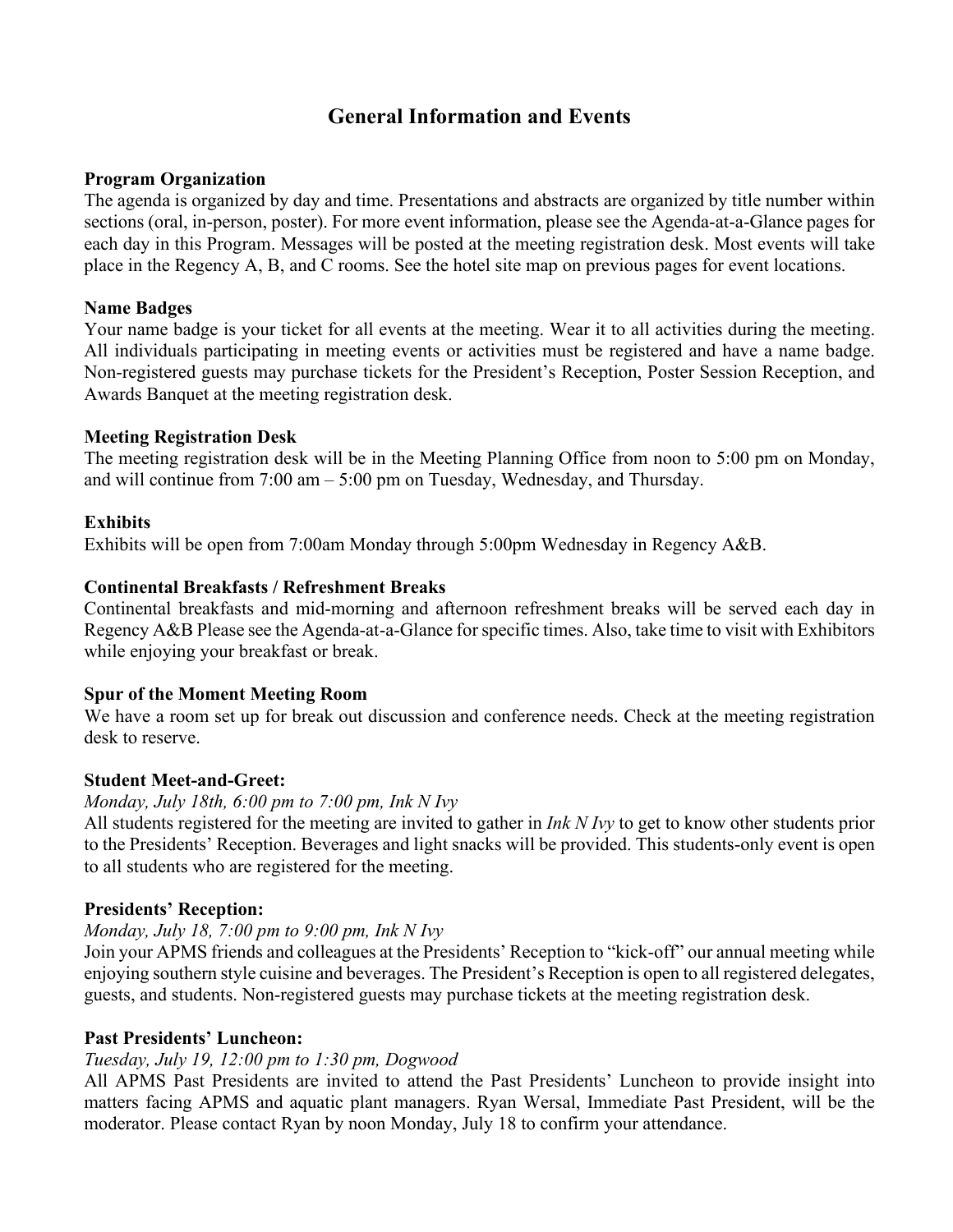# General Information and Events

**Program Organization**

The agenda is organized by day and time. Presentations and abstracts are organized by title number within sections (oral, in-person, poster). For more event information, please see the Agenda-at-a-Glance pages for each day in this Program. Messages will be posted at the meeting registration desk. Most events will take place in the Regency A, B, and C rooms. See the hotel site map on previous pages for event locations.

**Name Badges**

Your name badge is your ticket for all events at the meeting. Wear it to all activities during the meeting. All individuals participating in meeting events or activities must be registered and have a name badge. Non-registered guests may purchase tickets for the President's Reception, Poster Session Reception, and Awards Banquet at the meeting registration desk.

**Meeting Registration Desk**

The meeting registration desk will be in the Meeting Planning Office from noon to 5:00 pm on Monday, and will continue from 7:00 am – 5:00 pm on Tuesday, Wednesday, and Thursday.

**Exhibits**

Exhibits will be open from 7:00am Monday through 5:00pm Wednesday in Regency A&B.

**Continental Breakfasts / Refreshment Breaks**

Continental breakfasts and mid-morning and afternoon refreshment breaks will be served each day in Regency A&B Please see the Agenda-at-a-Glance for specific times. Also, take time to visit with Exhibitors while enjoying your breakfast or break.

**Spur of the Moment Meeting Room**

We have a room set up for break out discussion and conference needs. Check at the meeting registration desk to reserve.

**Student Meet-and-Greet:**

*Monday, July 18th, 6:00 pm to 7:00 pm, Ink N Ivy*

All students registered for the meeting are invited to gather in *Ink N Ivy* to get to know other students prior to the Presidents' Reception. Beverages and light snacks will be provided. This students-only event is open to all students who are registered for the meeting.

**Presidents' Reception:**

*Monday, July 18, 7:00 pm to 9:00 pm, Ink N Ivy*

Join your APMS friends and colleagues at the Presidents' Reception to "kick-off" our annual meeting while enjoying southern style cuisine and beverages. The President's Reception is open to all registered delegates, guests, and students. Non-registered guests may purchase tickets at the meeting registration desk.

**Past Presidents' Luncheon:**

*Tuesday, July 19, 12:00 pm to 1:30 pm, Dogwood*

All APMS Past Presidents are invited to attend the Past Presidents' Luncheon to provide insight into matters facing APMS and aquatic plant managers. Ryan Wersal, Immediate Past President, will be the moderator. Please contact Ryan by noon Monday, July 18 to confirm your attendance.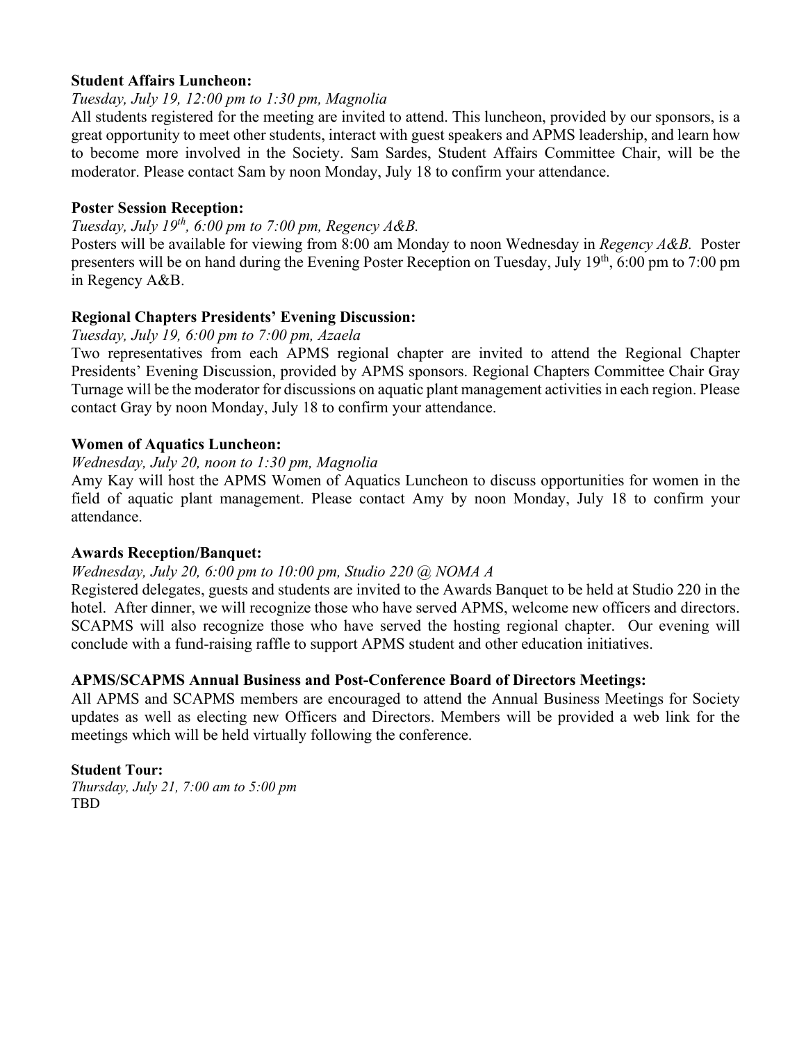**Student Affairs Luncheon:**

*Tuesday, July 19, 12:00 pm to 1:30 pm, Magnolia*

All students registered for the meeting are invited to attend. This luncheon, provided by our sponsors, is a great opportunity to meet other students, interact with guest speakers and APMS leadership, and learn how to become more involved in the Society. Sam Sardes, Student Affairs Committee Chair, will be the moderator. Please contact Sam by noon Monday, July 18 to confirm your attendance.

**Poster Session Reception:**

*Tuesday, July 19th, 6:00 pm to 7:00 pm, Regency A&B.*

Posters will be available for viewing from 8:00 am Monday to noon Wednesday in *Regency A&B.* Poster presenters will be on hand during the Evening Poster Reception on Tuesday, July 19th, 6:00 pm to 7:00 pm in Regency A&B.

**Regional Chapters Presidents' Evening Discussion:**

*Tuesday, July 19, 6:00 pm to 7:00 pm, Azaela*

Two representatives from each APMS regional chapter are invited to attend the Regional Chapter Presidents' Evening Discussion, provided by APMS sponsors. Regional Chapters Committee Chair Gray Turnage will be the moderator for discussions on aquatic plant management activities in each region. Please contact Gray by noon Monday, July 18 to confirm your attendance.

**Women of Aquatics Luncheon:**

*Wednesday, July 20, noon to 1:30 pm, Magnolia*

Amy Kay will host the APMS Women of Aquatics Luncheon to discuss opportunities for women in the field of aquatic plant management. Please contact Amy by noon Monday, July 18 to confirm your attendance.

**Awards Reception/Banquet:**

*Wednesday, July 20, 6:00 pm to 10:00 pm, Studio 220 @ NOMA A*

Registered delegates, guests and students are invited to the Awards Banquet to be held at Studio 220 in the hotel. After dinner, we will recognize those who have served APMS, welcome new officers and directors. SCAPMS will also recognize those who have served the hosting regional chapter. Our evening will conclude with a fund-raising raffle to support APMS student and other education initiatives.

**APMS/SCAPMS Annual Business and Post-Conference Board of Directors Meetings:**

All APMS and SCAPMS members are encouraged to attend the Annual Business Meetings for Society updates as well as electing new Officers and Directors. Members will be provided a web link for the meetings which will be held virtually following the conference.

**Student Tour:**

*Thursday, July 21, 7:00 am to 5:00 pm*

TBD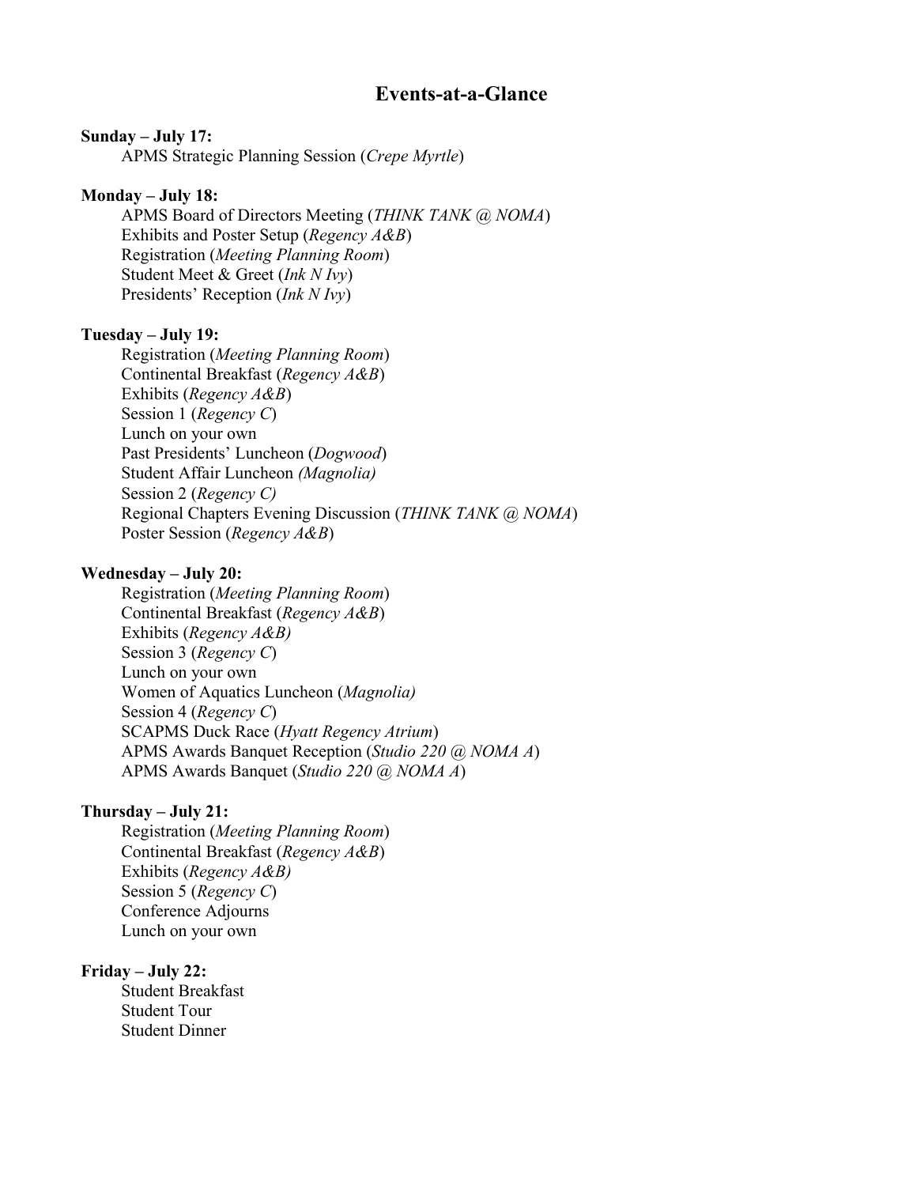# Events-at-a-Glance

**Sunday – July 17:**

APMS Strategic Planning Session (*Crepe Myrtle*)

**Monday – July 18:**

APMS Board of Directors Meeting (*THINK TANK @ NOMA*)
Exhibits and Poster Setup (*Regency A&B*)
Registration (*Meeting Planning Room*)
Student Meet & Greet (*Ink N Ivy*)
Presidents' Reception (*Ink N Ivy*)

**Tuesday – July 19:**

Registration (*Meeting Planning Room*)
Continental Breakfast (*Regency A&B*)
Exhibits (*Regency A&B*)
Session 1 (*Regency C*)
Lunch on your own
Past Presidents' Luncheon (*Dogwood*)
Student Affair Luncheon *(Magnolia)*
Session 2 (*Regency C)*
Regional Chapters Evening Discussion (*THINK TANK @ NOMA*)
Poster Session (*Regency A&B*)

**Wednesday – July 20:**

Registration (*Meeting Planning Room*)
Continental Breakfast (*Regency A&B*)
Exhibits (*Regency A&B)*
Session 3 (*Regency C*)
Lunch on your own
Women of Aquatics Luncheon (*Magnolia)*
Session 4 (*Regency C*)
SCAPMS Duck Race (*Hyatt Regency Atrium*)
APMS Awards Banquet Reception (*Studio 220 @ NOMA A*)
APMS Awards Banquet (*Studio 220 @ NOMA A*)

**Thursday – July 21:**

Registration (*Meeting Planning Room*)
Continental Breakfast (*Regency A&B*)
Exhibits (*Regency A&B)*
Session 5 (*Regency C*)
Conference Adjourns
Lunch on your own

**Friday – July 22:**

Student Breakfast
Student Tour
Student Dinner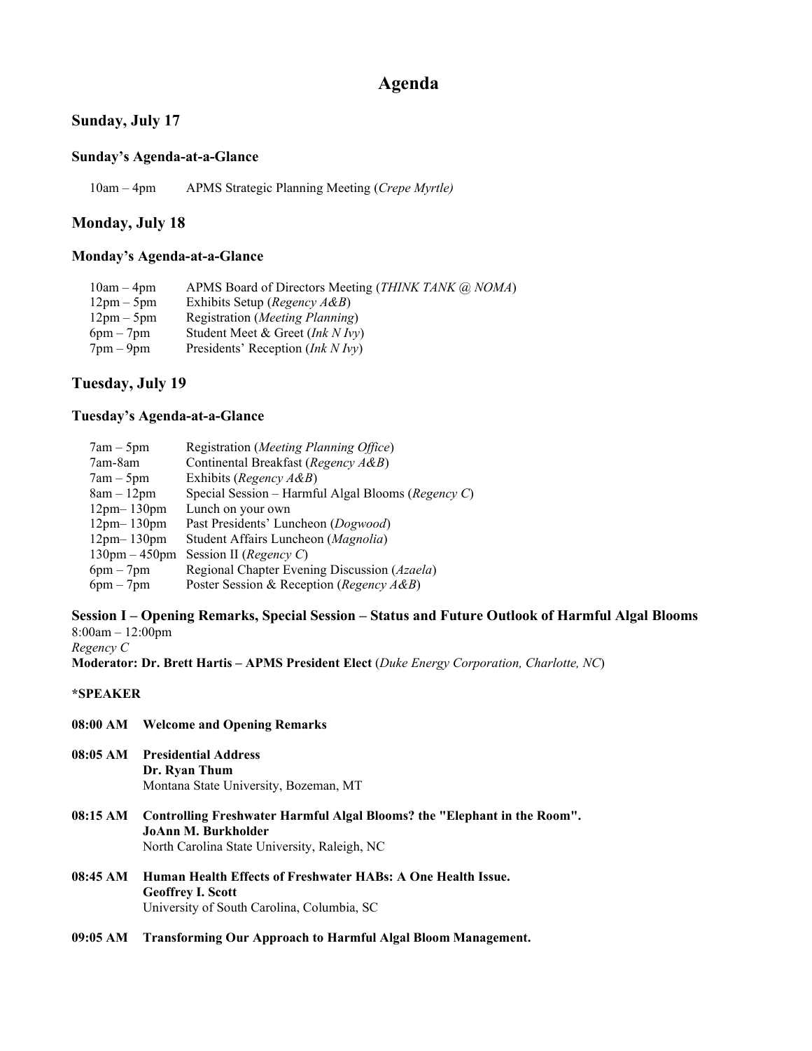# Agenda

## Sunday, July 17

### Sunday's Agenda-at-a-Glance

| | |
|---|---|
| 10am – 4pm | APMS Strategic Planning Meeting (*Crepe Myrtle)* |

## Monday, July 18

### Monday's Agenda-at-a-Glance

| | |
|---|---|
| 10am – 4pm | APMS Board of Directors Meeting (*THINK TANK @ NOMA*) |
| 12pm – 5pm | Exhibits Setup (*Regency A&B*) |
| 12pm – 5pm | Registration (*Meeting Planning*) |
| 6pm – 7pm | Student Meet & Greet (*Ink N Ivy*) |
| 7pm – 9pm | Presidents' Reception (*Ink N Ivy*) |

## Tuesday, July 19

### Tuesday's Agenda-at-a-Glance

| | |
|---|---|
| 7am – 5pm | Registration (*Meeting Planning Office*) |
| 7am-8am | Continental Breakfast (*Regency A&B*) |
| 7am – 5pm | Exhibits (*Regency A&B*) |
| 8am – 12pm | Special Session – Harmful Algal Blooms (*Regency C*) |
| 12pm– 130pm | Lunch on your own |
| 12pm– 130pm | Past Presidents' Luncheon (*Dogwood*) |
| 12pm– 130pm | Student Affairs Luncheon (*Magnolia*) |
| 130pm – 450pm | Session II (*Regency C*) |
| 6pm – 7pm | Regional Chapter Evening Discussion (*Azaela*) |
| 6pm – 7pm | Poster Session & Reception (*Regency A&B*) |

**Session I – Opening Remarks, Special Session – Status and Future Outlook of Harmful Algal Blooms**
8:00am – 12:00pm
*Regency C*
**Moderator: Dr. Brett Hartis – APMS President Elect** (*Duke Energy Corporation, Charlotte, NC*)

**\*SPEAKER**

**08:00 AM Welcome and Opening Remarks**

**08:05 AM Presidential Address**
**Dr. Ryan Thum**
Montana State University, Bozeman, MT

**08:15 AM Controlling Freshwater Harmful Algal Blooms? the "Elephant in the Room".**
**JoAnn M. Burkholder**
North Carolina State University, Raleigh, NC

**08:45 AM Human Health Effects of Freshwater HABs: A One Health Issue.**
**Geoffrey I. Scott**
University of South Carolina, Columbia, SC

**09:05 AM Transforming Our Approach to Harmful Algal Bloom Management.**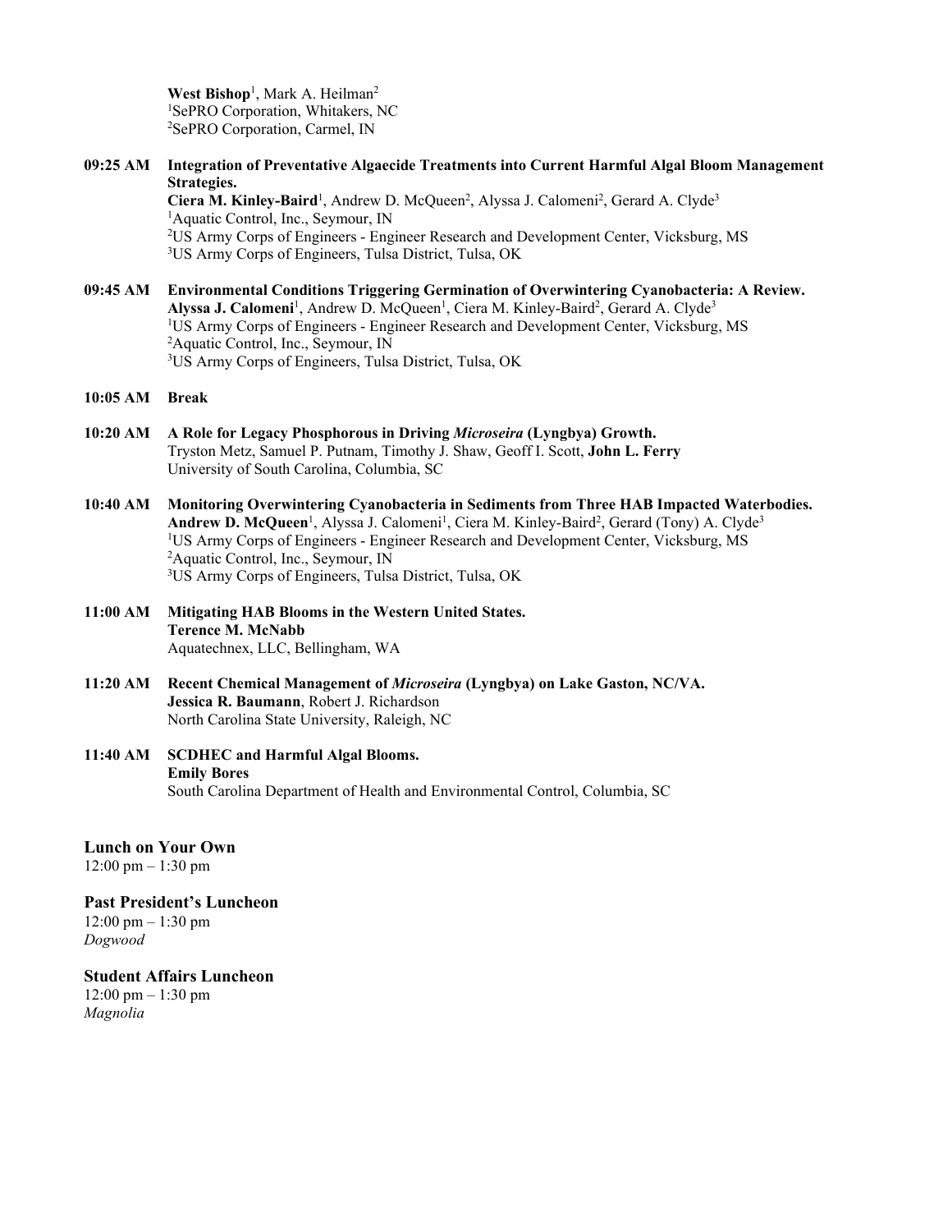**West Bishop**[1], Mark A. Heilman[2]
[1]SePRO Corporation, Whitakers, NC
[2]SePRO Corporation, Carmel, IN

**09:25 AM** **Integration of Preventative Algaecide Treatments into Current Harmful Algal Bloom Management Strategies.**
**Ciera M. Kinley-Baird**[1], Andrew D. McQueen[2], Alyssa J. Calomeni[2], Gerard A. Clyde[3]
[1]Aquatic Control, Inc., Seymour, IN
[2]US Army Corps of Engineers - Engineer Research and Development Center, Vicksburg, MS
[3]US Army Corps of Engineers, Tulsa District, Tulsa, OK

**09:45 AM** **Environmental Conditions Triggering Germination of Overwintering Cyanobacteria: A Review.**
**Alyssa J. Calomeni**[1], Andrew D. McQueen[1], Ciera M. Kinley-Baird[2], Gerard A. Clyde[3]
[1]US Army Corps of Engineers - Engineer Research and Development Center, Vicksburg, MS
[2]Aquatic Control, Inc., Seymour, IN
[3]US Army Corps of Engineers, Tulsa District, Tulsa, OK

**10:05 AM** **Break**

**10:20 AM** **A Role for Legacy Phosphorous in Driving *Microseira* (Lyngbya) Growth.**
Tryston Metz, Samuel P. Putnam, Timothy J. Shaw, Geoff I. Scott, **John L. Ferry**
University of South Carolina, Columbia, SC

**10:40 AM** **Monitoring Overwintering Cyanobacteria in Sediments from Three HAB Impacted Waterbodies.**
**Andrew D. McQueen**[1], Alyssa J. Calomeni[1], Ciera M. Kinley-Baird[2], Gerard (Tony) A. Clyde[3]
[1]US Army Corps of Engineers - Engineer Research and Development Center, Vicksburg, MS
[2]Aquatic Control, Inc., Seymour, IN
[3]US Army Corps of Engineers, Tulsa District, Tulsa, OK

**11:00 AM** **Mitigating HAB Blooms in the Western United States.**
**Terence M. McNabb**
Aquatechnex, LLC, Bellingham, WA

**11:20 AM** **Recent Chemical Management of *Microseira* (Lyngbya) on Lake Gaston, NC/VA.**
**Jessica R. Baumann**, Robert J. Richardson
North Carolina State University, Raleigh, NC

**11:40 AM** **SCDHEC and Harmful Algal Blooms.**
**Emily Bores**
South Carolina Department of Health and Environmental Control, Columbia, SC

### Lunch on Your Own
12:00 pm – 1:30 pm

### Past President's Luncheon
12:00 pm – 1:30 pm
*Dogwood*

### Student Affairs Luncheon
12:00 pm – 1:30 pm
*Magnolia*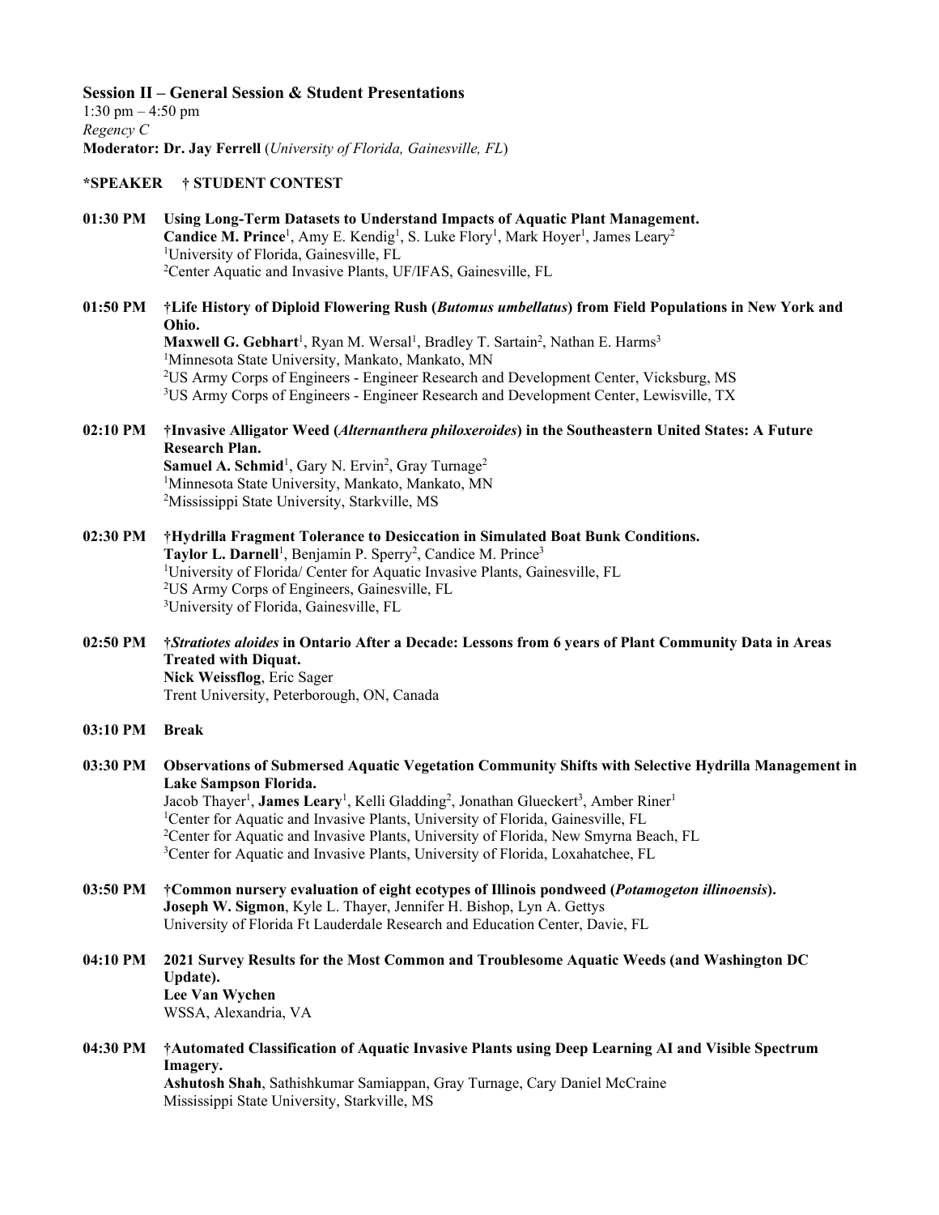### Session II – General Session & Student Presentations

1:30 pm – 4:50 pm
*Regency C*
**Moderator: Dr. Jay Ferrell** (*University of Florida, Gainesville, FL*)

**\*SPEAKER † STUDENT CONTEST**

**01:30 PM Using Long-Term Datasets to Understand Impacts of Aquatic Plant Management.**
**Candice M. Prince**[1], Amy E. Kendig[1], S. Luke Flory[1], Mark Hoyer[1], James Leary[2]
[1]University of Florida, Gainesville, FL
[2]Center Aquatic and Invasive Plants, UF/IFAS, Gainesville, FL

**01:50 PM †Life History of Diploid Flowering Rush (*Butomus umbellatus*) from Field Populations in New York and Ohio.**
**Maxwell G. Gebhart**[1], Ryan M. Wersal[1], Bradley T. Sartain[2], Nathan E. Harms[3]
[1]Minnesota State University, Mankato, Mankato, MN
[2]US Army Corps of Engineers - Engineer Research and Development Center, Vicksburg, MS
[3]US Army Corps of Engineers - Engineer Research and Development Center, Lewisville, TX

**02:10 PM †Invasive Alligator Weed (*Alternanthera philoxeroides*) in the Southeastern United States: A Future Research Plan.**
**Samuel A. Schmid**[1], Gary N. Ervin[2], Gray Turnage[2]
[1]Minnesota State University, Mankato, Mankato, MN
[2]Mississippi State University, Starkville, MS

**02:30 PM †Hydrilla Fragment Tolerance to Desiccation in Simulated Boat Bunk Conditions.**
**Taylor L. Darnell**[1], Benjamin P. Sperry[2], Candice M. Prince[3]
[1]University of Florida/ Center for Aquatic Invasive Plants, Gainesville, FL
[2]US Army Corps of Engineers, Gainesville, FL
[3]University of Florida, Gainesville, FL

**02:50 PM †*Stratiotes aloides* in Ontario After a Decade: Lessons from 6 years of Plant Community Data in Areas Treated with Diquat.**
**Nick Weissflog**, Eric Sager
Trent University, Peterborough, ON, Canada

**03:10 PM Break**

**03:30 PM Observations of Submersed Aquatic Vegetation Community Shifts with Selective Hydrilla Management in Lake Sampson Florida.**
Jacob Thayer[1], **James Leary**[1], Kelli Gladding[2], Jonathan Glueckert[3], Amber Riner[1]
[1]Center for Aquatic and Invasive Plants, University of Florida, Gainesville, FL
[2]Center for Aquatic and Invasive Plants, University of Florida, New Smyrna Beach, FL
[3]Center for Aquatic and Invasive Plants, University of Florida, Loxahatchee, FL

**03:50 PM †Common nursery evaluation of eight ecotypes of Illinois pondweed (*Potamogeton illinoensis*).**
**Joseph W. Sigmon**, Kyle L. Thayer, Jennifer H. Bishop, Lyn A. Gettys
University of Florida Ft Lauderdale Research and Education Center, Davie, FL

**04:10 PM 2021 Survey Results for the Most Common and Troublesome Aquatic Weeds (and Washington DC Update).**
**Lee Van Wychen**
WSSA, Alexandria, VA

**04:30 PM †Automated Classification of Aquatic Invasive Plants using Deep Learning AI and Visible Spectrum Imagery.**
**Ashutosh Shah**, Sathishkumar Samiappan, Gray Turnage, Cary Daniel McCraine
Mississippi State University, Starkville, MS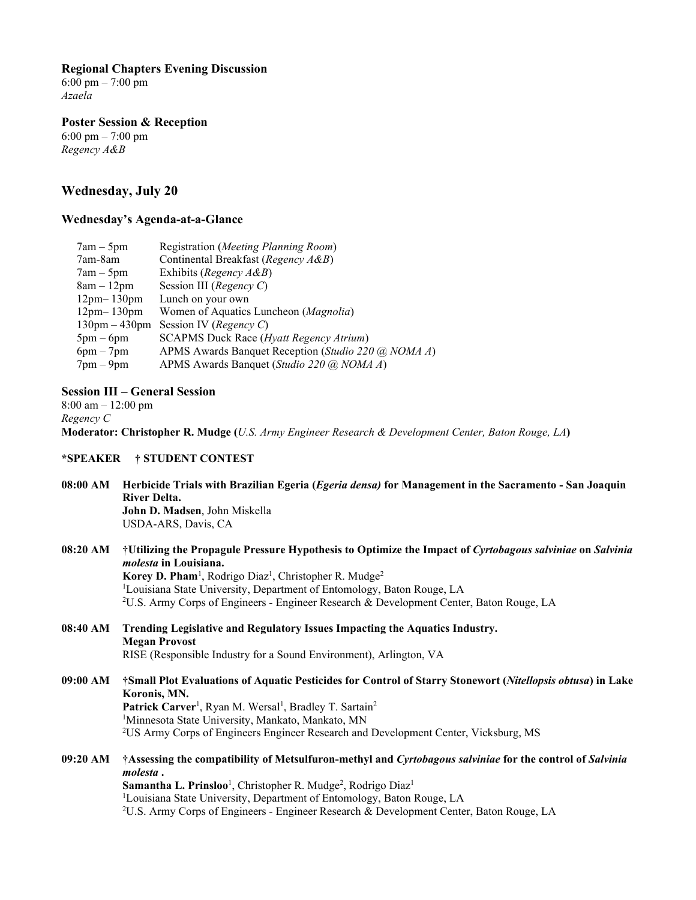**Regional Chapters Evening Discussion**
6:00 pm – 7:00 pm
*Azaela*

**Poster Session & Reception**
6:00 pm – 7:00 pm
*Regency A&B*

## Wednesday, July 20

### Wednesday's Agenda-at-a-Glance

| | |
|---|---|
| 7am – 5pm | Registration (*Meeting Planning Room*) |
| 7am-8am | Continental Breakfast (*Regency A&B*) |
| 7am – 5pm | Exhibits (*Regency A&B*) |
| 8am – 12pm | Session III (*Regency C*) |
| 12pm– 130pm | Lunch on your own |
| 12pm– 130pm | Women of Aquatics Luncheon (*Magnolia*) |
| 130pm – 430pm | Session IV (*Regency C*) |
| 5pm – 6pm | SCAPMS Duck Race (*Hyatt Regency Atrium*) |
| 6pm – 7pm | APMS Awards Banquet Reception (*Studio 220 @ NOMA A*) |
| 7pm – 9pm | APMS Awards Banquet (*Studio 220 @ NOMA A*) |

### Session III – General Session

8:00 am – 12:00 pm
*Regency C*
**Moderator: Christopher R. Mudge (***U.S. Army Engineer Research & Development Center, Baton Rouge, LA***)**

**\*SPEAKER † STUDENT CONTEST**

**08:00 AM Herbicide Trials with Brazilian Egeria (*Egeria densa)* for Management in the Sacramento - San Joaquin River Delta.**
**John D. Madsen**, John Miskella
USDA-ARS, Davis, CA

**08:20 AM †Utilizing the Propagule Pressure Hypothesis to Optimize the Impact of *Cyrtobagous salviniae* on *Salvinia molesta* in Louisiana.**
**Korey D. Pham**[1], Rodrigo Diaz[1], Christopher R. Mudge[2]
[1]Louisiana State University, Department of Entomology, Baton Rouge, LA
[2]U.S. Army Corps of Engineers - Engineer Research & Development Center, Baton Rouge, LA

**08:40 AM Trending Legislative and Regulatory Issues Impacting the Aquatics Industry.**
**Megan Provost**
RISE (Responsible Industry for a Sound Environment), Arlington, VA

**09:00 AM †Small Plot Evaluations of Aquatic Pesticides for Control of Starry Stonewort (*Nitellopsis obtusa*) in Lake Koronis, MN.**
**Patrick Carver**[1], Ryan M. Wersal[1], Bradley T. Sartain[2]
[1]Minnesota State University, Mankato, Mankato, MN
[2]US Army Corps of Engineers Engineer Research and Development Center, Vicksburg, MS

**09:20 AM †Assessing the compatibility of Metsulfuron-methyl and *Cyrtobagous salviniae* for the control of *Salvinia molesta* .**
**Samantha L. Prinsloo**[1], Christopher R. Mudge[2], Rodrigo Diaz[1]
[1]Louisiana State University, Department of Entomology, Baton Rouge, LA
[2]U.S. Army Corps of Engineers - Engineer Research & Development Center, Baton Rouge, LA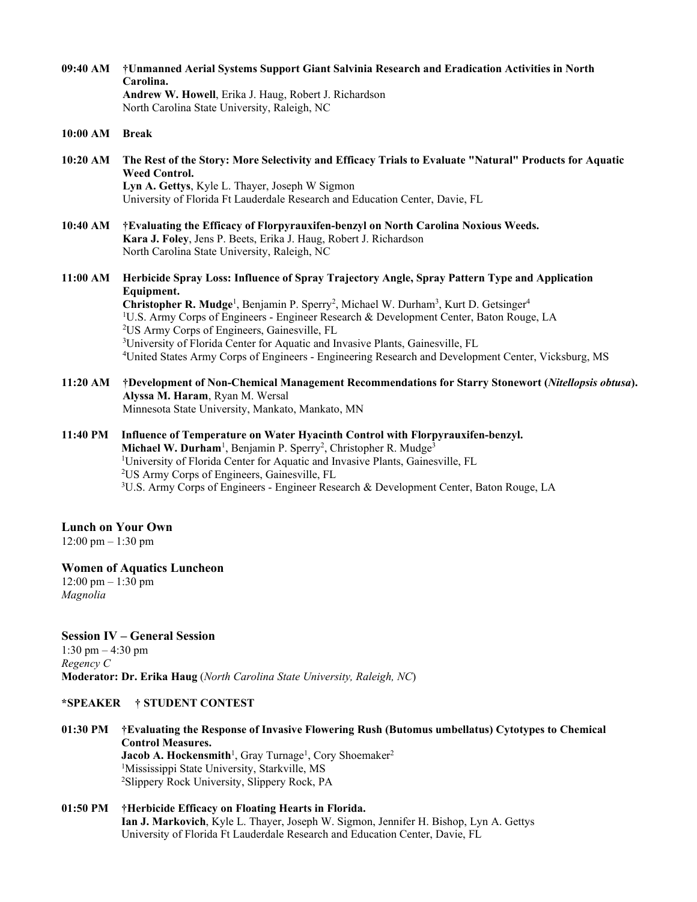**09:40 AM** **†Unmanned Aerial Systems Support Giant Salvinia Research and Eradication Activities in North Carolina.**
**Andrew W. Howell**, Erika J. Haug, Robert J. Richardson
North Carolina State University, Raleigh, NC

**10:00 AM** **Break**

**10:20 AM** **The Rest of the Story: More Selectivity and Efficacy Trials to Evaluate "Natural" Products for Aquatic Weed Control.**
**Lyn A. Gettys**, Kyle L. Thayer, Joseph W Sigmon
University of Florida Ft Lauderdale Research and Education Center, Davie, FL

**10:40 AM** **†Evaluating the Efficacy of Florpyrauxifen-benzyl on North Carolina Noxious Weeds.**
**Kara J. Foley**, Jens P. Beets, Erika J. Haug, Robert J. Richardson
North Carolina State University, Raleigh, NC

**11:00 AM** **Herbicide Spray Loss: Influence of Spray Trajectory Angle, Spray Pattern Type and Application Equipment.**
**Christopher R. Mudge**[1], Benjamin P. Sperry[2], Michael W. Durham[3], Kurt D. Getsinger[4]
[1]U.S. Army Corps of Engineers - Engineer Research & Development Center, Baton Rouge, LA
[2]US Army Corps of Engineers, Gainesville, FL
[3]University of Florida Center for Aquatic and Invasive Plants, Gainesville, FL
[4]United States Army Corps of Engineers - Engineering Research and Development Center, Vicksburg, MS

**11:20 AM** **†Development of Non-Chemical Management Recommendations for Starry Stonewort (*Nitellopsis obtusa*).**
**Alyssa M. Haram**, Ryan M. Wersal
Minnesota State University, Mankato, Mankato, MN

**11:40 PM** **Influence of Temperature on Water Hyacinth Control with Florpyrauxifen-benzyl.**
**Michael W. Durham**[1], Benjamin P. Sperry[2], Christopher R. Mudge[3]
[1]University of Florida Center for Aquatic and Invasive Plants, Gainesville, FL
[2]US Army Corps of Engineers, Gainesville, FL
[3]U.S. Army Corps of Engineers - Engineer Research & Development Center, Baton Rouge, LA

### Lunch on Your Own

12:00 pm – 1:30 pm

### Women of Aquatics Luncheon

12:00 pm – 1:30 pm
*Magnolia*

### Session IV – General Session

1:30 pm – 4:30 pm
*Regency C*
**Moderator: Dr. Erika Haug** (*North Carolina State University, Raleigh, NC*)

**\*SPEAKER † STUDENT CONTEST**

**01:30 PM** **†Evaluating the Response of Invasive Flowering Rush (Butomus umbellatus) Cytotypes to Chemical Control Measures.**
**Jacob A. Hockensmith**[1], Gray Turnage[1], Cory Shoemaker[2]
[1]Mississippi State University, Starkville, MS
[2]Slippery Rock University, Slippery Rock, PA

**01:50 PM** **†Herbicide Efficacy on Floating Hearts in Florida.**
**Ian J. Markovich**, Kyle L. Thayer, Joseph W. Sigmon, Jennifer H. Bishop, Lyn A. Gettys
University of Florida Ft Lauderdale Research and Education Center, Davie, FL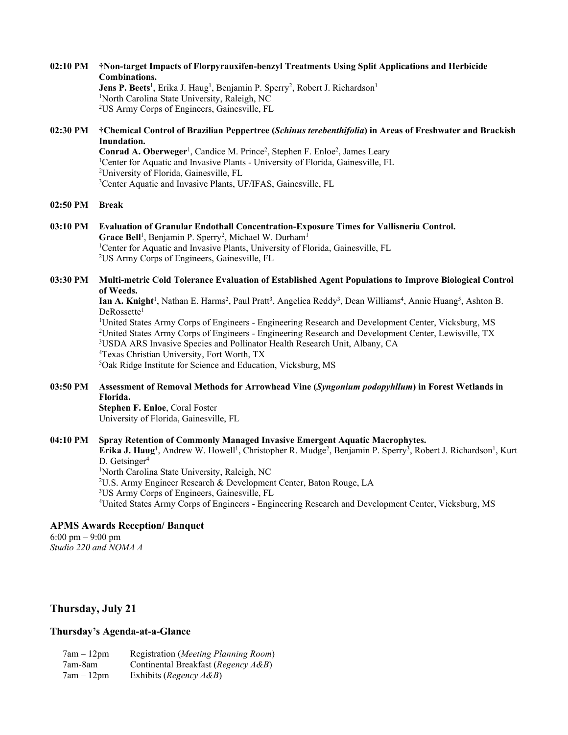**02:10 PM** **†Non-target Impacts of Florpyrauxifen-benzyl Treatments Using Split Applications and Herbicide Combinations.**
**Jens P. Beets**[1], Erika J. Haug[1], Benjamin P. Sperry[2], Robert J. Richardson[1]
[1]North Carolina State University, Raleigh, NC
[2]US Army Corps of Engineers, Gainesville, FL

**02:30 PM** **†Chemical Control of Brazilian Peppertree (*Schinus terebenthifolia*) in Areas of Freshwater and Brackish Inundation.**
**Conrad A. Oberweger**[1], Candice M. Prince[2], Stephen F. Enloe[2], James Leary
[1]Center for Aquatic and Invasive Plants - University of Florida, Gainesville, FL
[2]University of Florida, Gainesville, FL
[3]Center Aquatic and Invasive Plants, UF/IFAS, Gainesville, FL

**02:50 PM** **Break**

**03:10 PM** **Evaluation of Granular Endothall Concentration-Exposure Times for Vallisneria Control.**
**Grace Bell**[1], Benjamin P. Sperry[2], Michael W. Durham[1]
[1]Center for Aquatic and Invasive Plants, University of Florida, Gainesville, FL
[2]US Army Corps of Engineers, Gainesville, FL

**03:30 PM** **Multi-metric Cold Tolerance Evaluation of Established Agent Populations to Improve Biological Control of Weeds.**
**Ian A. Knight**[1], Nathan E. Harms[2], Paul Pratt[3], Angelica Reddy[3], Dean Williams[4], Annie Huang[5], Ashton B. DeRossette[1]
[1]United States Army Corps of Engineers - Engineering Research and Development Center, Vicksburg, MS
[2]United States Army Corps of Engineers - Engineering Research and Development Center, Lewisville, TX
[3]USDA ARS Invasive Species and Pollinator Health Research Unit, Albany, CA
[4]Texas Christian University, Fort Worth, TX
[5]Oak Ridge Institute for Science and Education, Vicksburg, MS

**03:50 PM** **Assessment of Removal Methods for Arrowhead Vine (*Syngonium podopyhllum*) in Forest Wetlands in Florida.**
**Stephen F. Enloe**, Coral Foster
University of Florida, Gainesville, FL

**04:10 PM** **Spray Retention of Commonly Managed Invasive Emergent Aquatic Macrophytes.**
**Erika J. Haug**[1], Andrew W. Howell[1], Christopher R. Mudge[2], Benjamin P. Sperry[3], Robert J. Richardson[1], Kurt D. Getsinger[4]
[1]North Carolina State University, Raleigh, NC
[2]U.S. Army Engineer Research & Development Center, Baton Rouge, LA
[3]US Army Corps of Engineers, Gainesville, FL
[4]United States Army Corps of Engineers - Engineering Research and Development Center, Vicksburg, MS

### APMS Awards Reception/ Banquet

6:00 pm – 9:00 pm
*Studio 220 and NOMA A*

## Thursday, July 21

### Thursday's Agenda-at-a-Glance

| | |
|---|---|
| 7am – 12pm | Registration (*Meeting Planning Room*) |
| 7am-8am | Continental Breakfast (*Regency A&B*) |
| 7am – 12pm | Exhibits (*Regency A&B*) |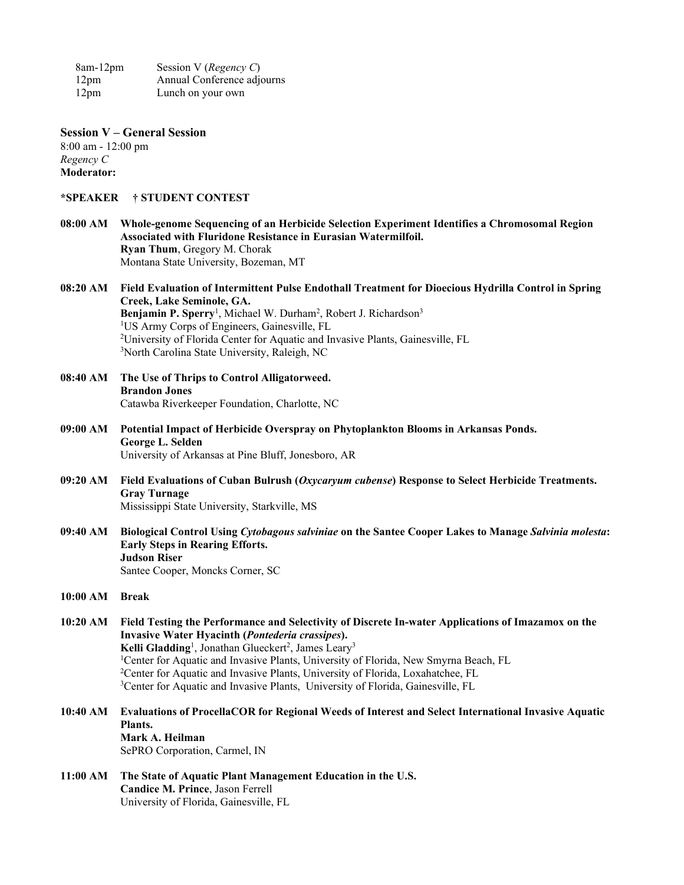| | |
|---|---|
| 8am-12pm | Session V (*Regency C*) |
| 12pm | Annual Conference adjourns |
| 12pm | Lunch on your own |

## Session V – General Session

8:00 am - 12:00 pm
*Regency C*
**Moderator:**

**\*SPEAKER † STUDENT CONTEST**

**08:00 AM** **Whole-genome Sequencing of an Herbicide Selection Experiment Identifies a Chromosomal Region Associated with Fluridone Resistance in Eurasian Watermilfoil.**
**Ryan Thum**, Gregory M. Chorak
Montana State University, Bozeman, MT

**08:20 AM** **Field Evaluation of Intermittent Pulse Endothall Treatment for Dioecious Hydrilla Control in Spring Creek, Lake Seminole, GA.**
**Benjamin P. Sperry**[1], Michael W. Durham[2], Robert J. Richardson[3]
[1]US Army Corps of Engineers, Gainesville, FL
[2]University of Florida Center for Aquatic and Invasive Plants, Gainesville, FL
[3]North Carolina State University, Raleigh, NC

**08:40 AM** **The Use of Thrips to Control Alligatorweed.**
**Brandon Jones**
Catawba Riverkeeper Foundation, Charlotte, NC

**09:00 AM** **Potential Impact of Herbicide Overspray on Phytoplankton Blooms in Arkansas Ponds.**
**George L. Selden**
University of Arkansas at Pine Bluff, Jonesboro, AR

**09:20 AM** **Field Evaluations of Cuban Bulrush (*Oxycaryum cubense*) Response to Select Herbicide Treatments.**
**Gray Turnage**
Mississippi State University, Starkville, MS

**09:40 AM** **Biological Control Using *Cytobagous salviniae* on the Santee Cooper Lakes to Manage *Salvinia molesta*: Early Steps in Rearing Efforts.**
**Judson Riser**
Santee Cooper, Moncks Corner, SC

**10:00 AM** **Break**

**10:20 AM** **Field Testing the Performance and Selectivity of Discrete In-water Applications of Imazamox on the Invasive Water Hyacinth (*Pontederia crassipes*).**
**Kelli Gladding**[1], Jonathan Glueckert[2], James Leary[3]
[1]Center for Aquatic and Invasive Plants, University of Florida, New Smyrna Beach, FL
[2]Center for Aquatic and Invasive Plants, University of Florida, Loxahatchee, FL
[3]Center for Aquatic and Invasive Plants, University of Florida, Gainesville, FL

**10:40 AM** **Evaluations of ProcellaCOR for Regional Weeds of Interest and Select International Invasive Aquatic Plants.**
**Mark A. Heilman**
SePRO Corporation, Carmel, IN

**11:00 AM** **The State of Aquatic Plant Management Education in the U.S.**
**Candice M. Prince**, Jason Ferrell
University of Florida, Gainesville, FL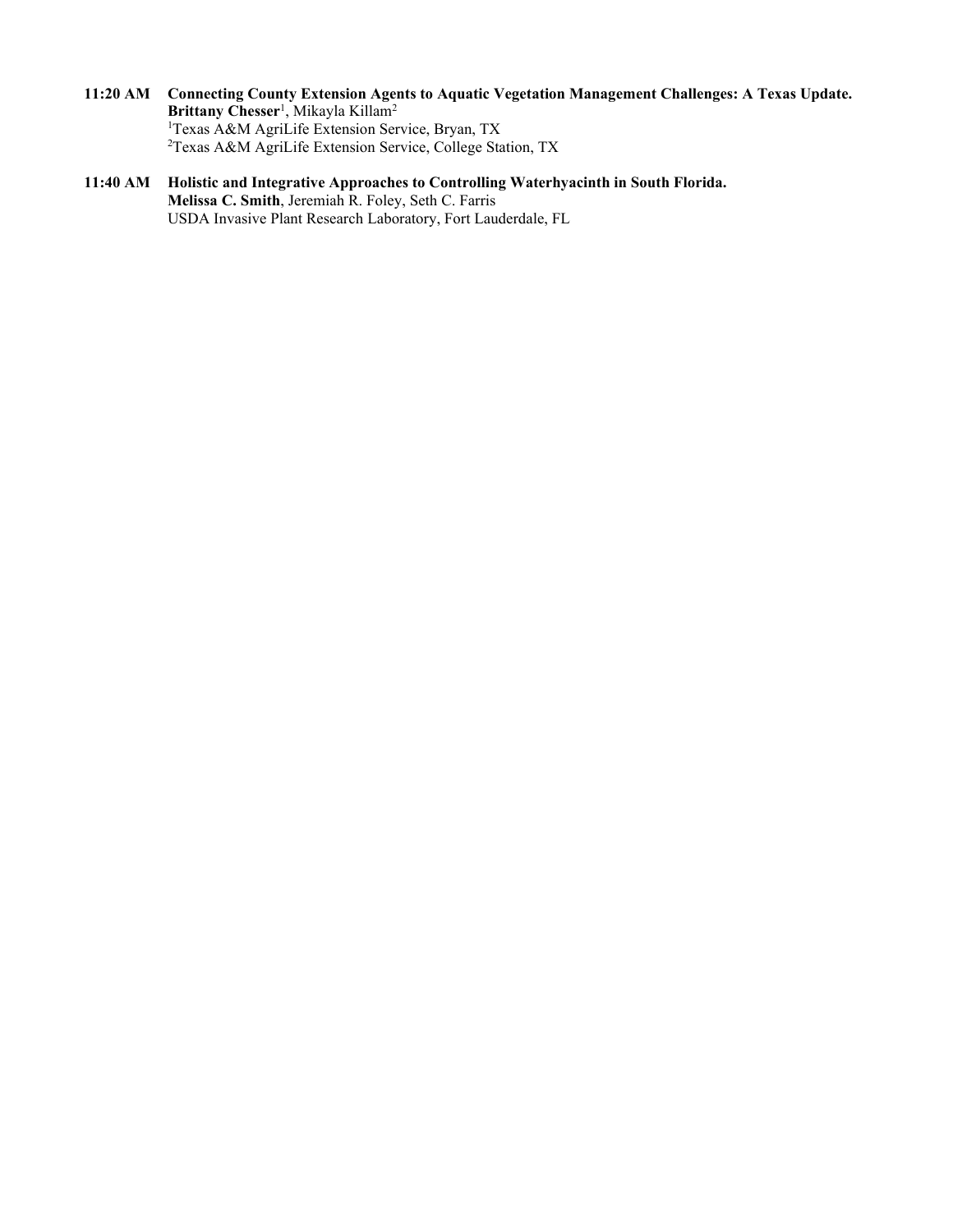**11:20 AM** **Connecting County Extension Agents to Aquatic Vegetation Management Challenges: A Texas Update.**
**Brittany Chesser**[1], Mikayla Killam[2]
[1]Texas A&M AgriLife Extension Service, Bryan, TX
[2]Texas A&M AgriLife Extension Service, College Station, TX

**11:40 AM** **Holistic and Integrative Approaches to Controlling Waterhyacinth in South Florida.**
**Melissa C. Smith**, Jeremiah R. Foley, Seth C. Farris
USDA Invasive Plant Research Laboratory, Fort Lauderdale, FL